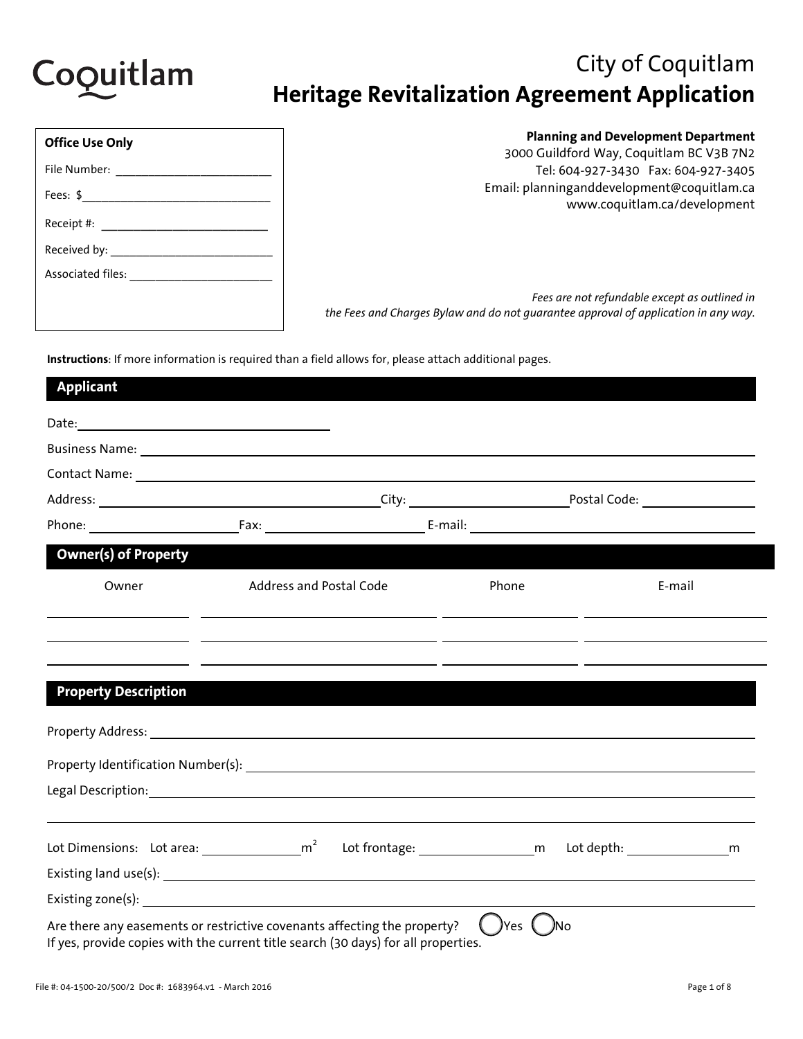Coquitlam

# City of Coquitlam
# Heritage Revitalization Agreement Application

**Office Use Only**

File Number: ______________________

Fees: $______________________

Receipt #: ______________________

Received by: ______________________

Associated files: ______________________

**Planning and Development Department**
3000 Guildford Way, Coquitlam BC V3B 7N2
Tel: 604-927-3430 Fax: 604-927-3405
Email: planninganddevelopment@coquitlam.ca
www.coquitlam.ca/development

*Fees are not refundable except as outlined in the Fees and Charges Bylaw and do not guarantee approval of application in any way.*

**Instructions**: If more information is required than a field allows for, please attach additional pages.

## Applicant

Date: ______________________

Business Name: ______________________

Contact Name: ______________________

Address: ______________________ City: ______________________ Postal Code: ______________________

Phone: ______________________ Fax: ______________________ E-mail: ______________________

## Owner(s) of Property

| Owner | Address and Postal Code | Phone | E-mail |
|---|---|---|---|
| | | | |
| | | | |
| | | | |

## Property Description

Property Address: ______________________

Property Identification Number(s): ______________________

Legal Description: ______________________

______________________

Lot Dimensions: Lot area: ______________ $m^2$ Lot frontage: ______________ m Lot depth: ______________ m

Existing land use(s): ______________________

Existing zone(s): ______________________

Are there any easements or restrictive covenants affecting the property? ◯ Yes ◯ No
If yes, provide copies with the current title search (30 days) for all properties.

File #: 04-1500-20/500/2 Doc #: 1683964.v1 - March 2016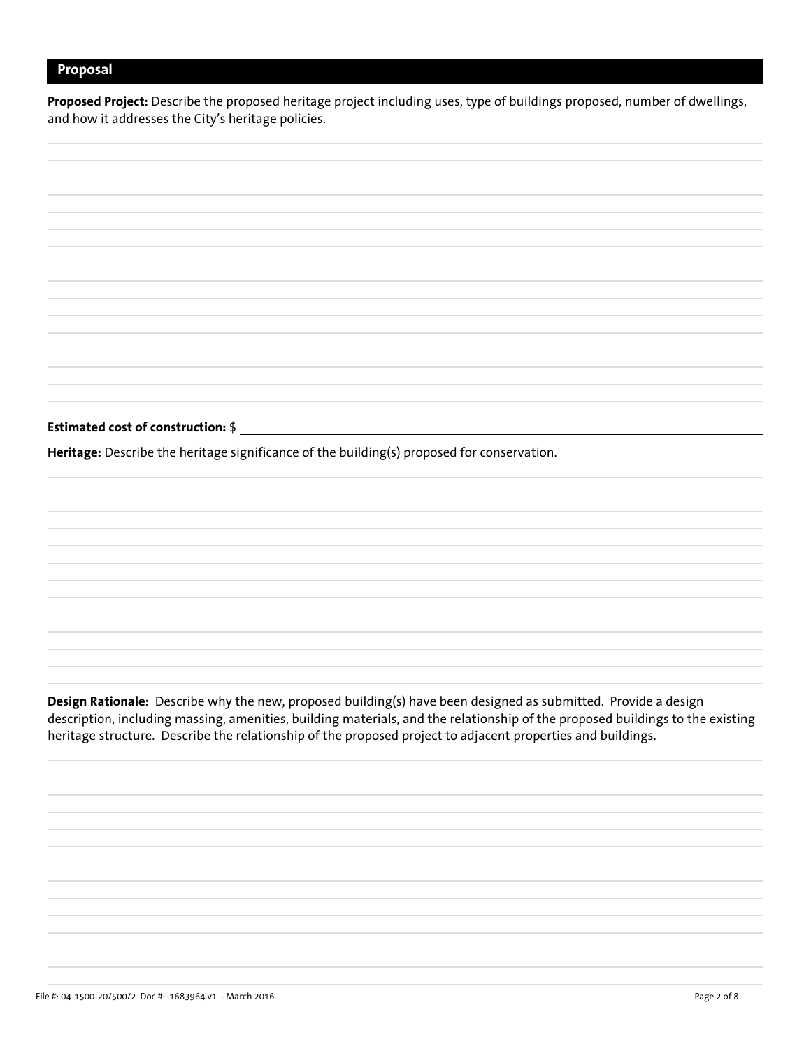## Proposal

**Proposed Project:** Describe the proposed heritage project including uses, type of buildings proposed, number of dwellings, and how it addresses the City's heritage policies.

**Estimated cost of construction:** $ ____________________

**Heritage:** Describe the heritage significance of the building(s) proposed for conservation.

**Design Rationale:** Describe why the new, proposed building(s) have been designed as submitted. Provide a design description, including massing, amenities, building materials, and the relationship of the proposed buildings to the existing heritage structure. Describe the relationship of the proposed project to adjacent properties and buildings.

File #: 04-1500-20/500/2 Doc #: 1683964.v1 - March 2016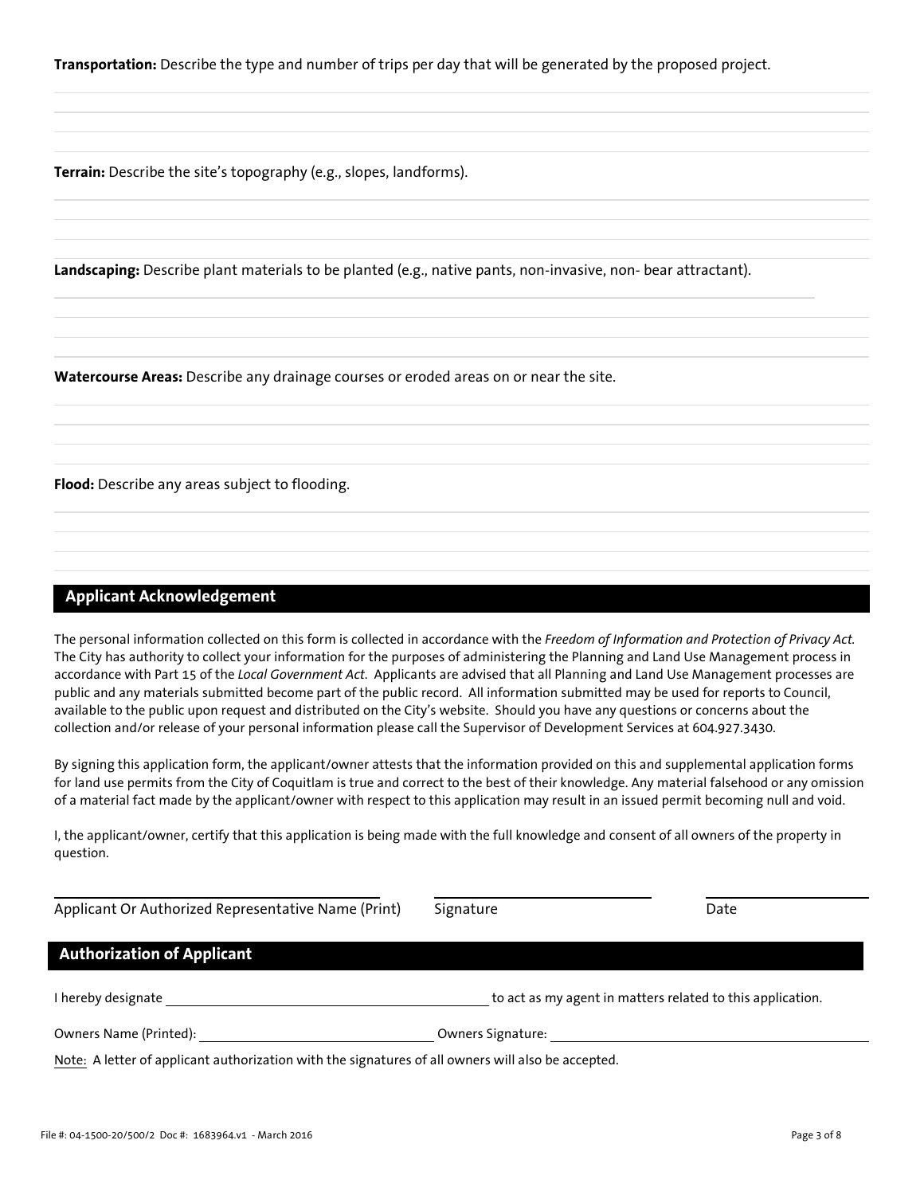**Transportation:** Describe the type and number of trips per day that will be generated by the proposed project.

**Terrain:** Describe the site's topography (e.g., slopes, landforms).

**Landscaping:** Describe plant materials to be planted (e.g., native pants, non-invasive, non- bear attractant).

**Watercourse Areas:** Describe any drainage courses or eroded areas on or near the site.

**Flood:** Describe any areas subject to flooding.

## Applicant Acknowledgement

The personal information collected on this form is collected in accordance with the *Freedom of Information and Protection of Privacy Act.* The City has authority to collect your information for the purposes of administering the Planning and Land Use Management process in accordance with Part 15 of the *Local Government Act.* Applicants are advised that all Planning and Land Use Management processes are public and any materials submitted become part of the public record. All information submitted may be used for reports to Council, available to the public upon request and distributed on the City's website. Should you have any questions or concerns about the collection and/or release of your personal information please call the Supervisor of Development Services at 604.927.3430.

By signing this application form, the applicant/owner attests that the information provided on this and supplemental application forms for land use permits from the City of Coquitlam is true and correct to the best of their knowledge. Any material falsehood or any omission of a material fact made by the applicant/owner with respect to this application may result in an issued permit becoming null and void.

I, the applicant/owner, certify that this application is being made with the full knowledge and consent of all owners of the property in question.

Applicant Or Authorized Representative Name (Print) ____________ Signature ____________ Date ____________

## Authorization of Applicant

I hereby designate ______________________ to act as my agent in matters related to this application.

Owners Name (Printed): ______________________ Owners Signature: ______________________

Note: A letter of applicant authorization with the signatures of all owners will also be accepted.

File #: 04-1500-20/500/2 Doc #: 1683964.v1 - March 2016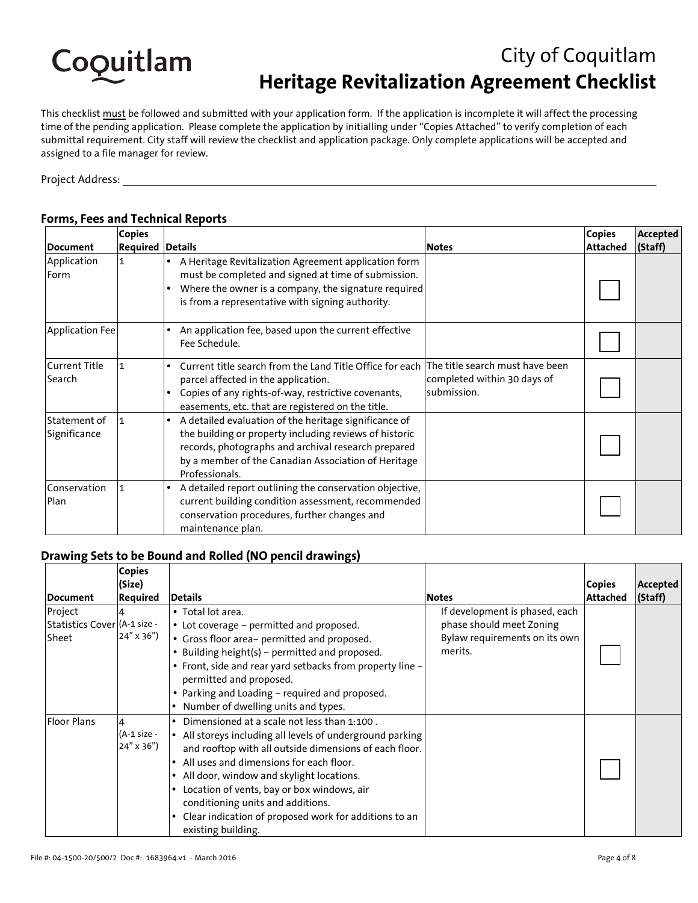# City of Coquitlam
## Heritage Revitalization Agreement Checklist

This checklist must be followed and submitted with your application form. If the application is incomplete it will affect the processing time of the pending application. Please complete the application by initialling under "Copies Attached" to verify completion of each submittal requirement. City staff will review the checklist and application package. Only complete applications will be accepted and assigned to a file manager for review.

Project Address: ______________________________

### Forms, Fees and Technical Reports

| Document | Copies Required | Details | Notes | Copies Attached | Accepted (Staff) |
|---|---|---|---|---|---|
| Application Form | 1 | • A Heritage Revitalization Agreement application form must be completed and signed at time of submission.<br>• Where the owner is a company, the signature required is from a representative with signing authority. | | ☐ | |
| Application Fee | | • An application fee, based upon the current effective Fee Schedule. | | ☐ | |
| Current Title Search | 1 | • Current title search from the Land Title Office for each parcel affected in the application.<br>• Copies of any rights-of-way, restrictive covenants, easements, etc. that are registered on the title. | The title search must have been completed within 30 days of submission. | ☐ | |
| Statement of Significance | 1 | • A detailed evaluation of the heritage significance of the building or property including reviews of historic records, photographs and archival research prepared by a member of the Canadian Association of Heritage Professionals. | | ☐ | |
| Conservation Plan | 1 | • A detailed report outlining the conservation objective, current building condition assessment, recommended conservation procedures, further changes and maintenance plan. | | ☐ | |

### Drawing Sets to be Bound and Rolled (NO pencil drawings)

| Document | Copies (Size) Required | Details | Notes | Copies Attached | Accepted (Staff) |
|---|---|---|---|---|---|
| Project Statistics Cover Sheet | 4 (A-1 size - 24" x 36") | • Total lot area.<br>• Lot coverage – permitted and proposed.<br>• Gross floor area– permitted and proposed.<br>• Building height(s) – permitted and proposed.<br>• Front, side and rear yard setbacks from property line – permitted and proposed.<br>• Parking and Loading – required and proposed.<br>• Number of dwelling units and types. | If development is phased, each phase should meet Zoning Bylaw requirements on its own merits. | ☐ | |
| Floor Plans | 4 (A-1 size - 24" x 36") | • Dimensioned at a scale not less than 1:100 .<br>• All storeys including all levels of underground parking and rooftop with all outside dimensions of each floor.<br>• All uses and dimensions for each floor.<br>• All door, window and skylight locations.<br>• Location of vents, bay or box windows, air conditioning units and additions.<br>• Clear indication of proposed work for additions to an existing building. | | ☐ | |

File #: 04-1500-20/500/2 Doc #: 1683964.v1 - March 2016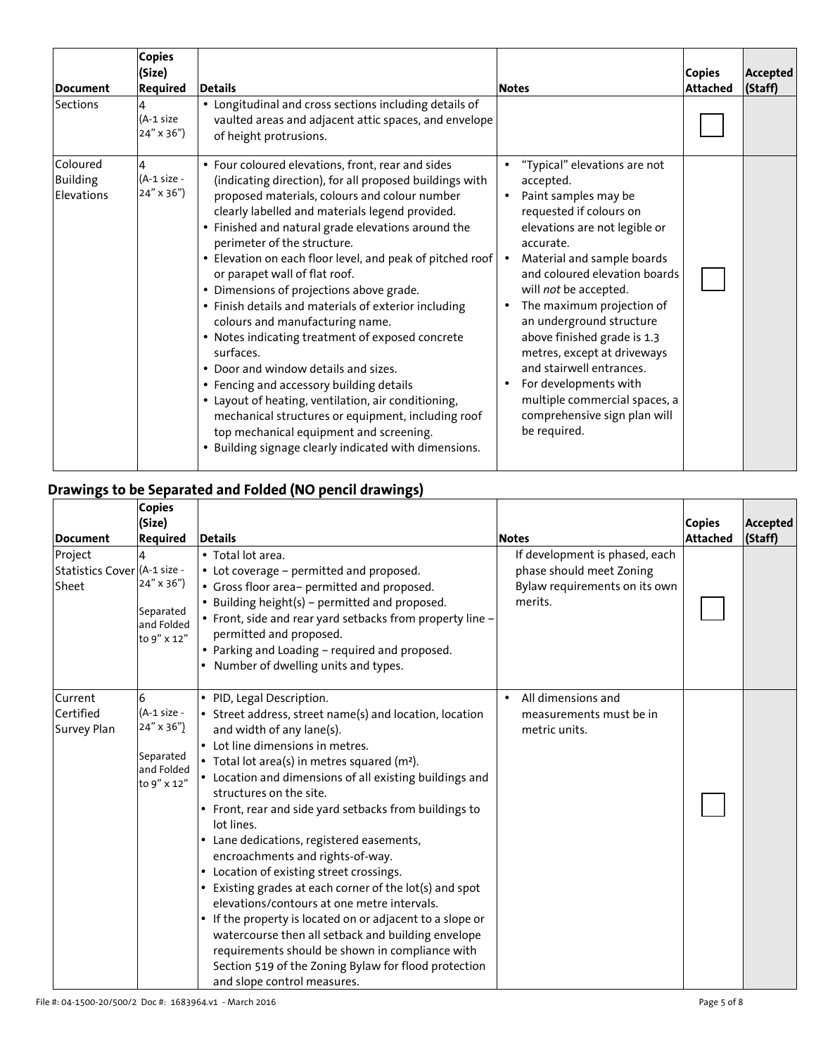| Document | Copies (Size) Required | Details | Notes | Copies Attached | Accepted (Staff) |
|---|---|---|---|---|---|
| Sections | 4 (A-1 size 24" x 36") | • Longitudinal and cross sections including details of vaulted areas and adjacent attic spaces, and envelope of height protrusions. | | ☐ | |
| Coloured Building Elevations | 4 (A-1 size - 24" x 36") | • Four coloured elevations, front, rear and sides (indicating direction), for all proposed buildings with proposed materials, colours and colour number clearly labelled and materials legend provided.<br>• Finished and natural grade elevations around the perimeter of the structure.<br>• Elevation on each floor level, and peak of pitched roof or parapet wall of flat roof.<br>• Dimensions of projections above grade.<br>• Finish details and materials of exterior including colours and manufacturing name.<br>• Notes indicating treatment of exposed concrete surfaces.<br>• Door and window details and sizes.<br>• Fencing and accessory building details<br>• Layout of heating, ventilation, air conditioning, mechanical structures or equipment, including roof top mechanical equipment and screening.<br>• Building signage clearly indicated with dimensions. | • "Typical" elevations are not accepted.<br>• Paint samples may be requested if colours on elevations are not legible or accurate.<br>• Material and sample boards and coloured elevation boards will *not* be accepted.<br>• The maximum projection of an underground structure above finished grade is 1.3 metres, except at driveways and stairwell entrances.<br>• For developments with multiple commercial spaces, a comprehensive sign plan will be required. | ☐ | |

## Drawings to be Separated and Folded (NO pencil drawings)

| Document | Copies (Size) Required | Details | Notes | Copies Attached | Accepted (Staff) |
|---|---|---|---|---|---|
| Project Statistics Cover Sheet | 4 (A-1 size - 24" x 36") Separated and Folded to 9" x 12" | • Total lot area.<br>• Lot coverage – permitted and proposed.<br>• Gross floor area– permitted and proposed.<br>• Building height(s) – permitted and proposed.<br>• Front, side and rear yard setbacks from property line – permitted and proposed.<br>• Parking and Loading – required and proposed.<br>• Number of dwelling units and types. | If development is phased, each phase should meet Zoning Bylaw requirements on its own merits. | ☐ | |
| Current Certified Survey Plan | 6 (A-1 size - 24" x 36") Separated and Folded to 9" x 12" | • PID, Legal Description.<br>• Street address, street name(s) and location, location and width of any lane(s).<br>• Lot line dimensions in metres.<br>• Total lot area(s) in metres squared (m²).<br>• Location and dimensions of all existing buildings and structures on the site.<br>• Front, rear and side yard setbacks from buildings to lot lines.<br>• Lane dedications, registered easements, encroachments and rights-of-way.<br>• Location of existing street crossings.<br>• Existing grades at each corner of the lot(s) and spot elevations/contours at one metre intervals.<br>• If the property is located on or adjacent to a slope or watercourse then all setback and building envelope requirements should be shown in compliance with Section 519 of the Zoning Bylaw for flood protection and slope control measures. | • All dimensions and measurements must be in metric units. | ☐ | |

File #: 04-1500-20/500/2 Doc #: 1683964.v1 - March 2016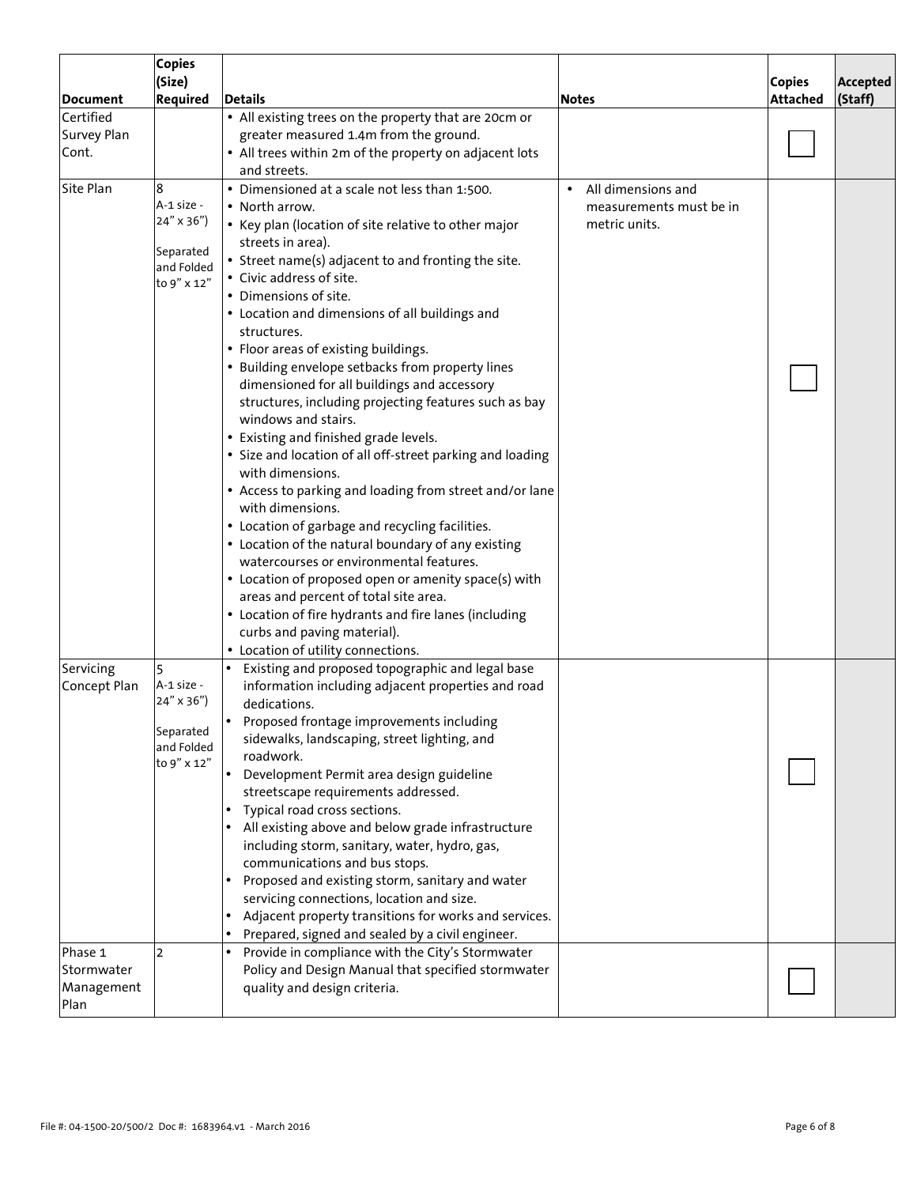| Document | Copies (Size) Required | Details | Notes | Copies Attached | Accepted (Staff) |
|---|---|---|---|---|---|
| Certified Survey Plan Cont. | | • All existing trees on the property that are 20cm or greater measured 1.4m from the ground.<br>• All trees within 2m of the property on adjacent lots and streets. | | ☐ | |
| Site Plan | 8<br>A-1 size - 24" x 36")<br>Separated and Folded to 9" x 12" | • Dimensioned at a scale not less than 1:500.<br>• North arrow.<br>• Key plan (location of site relative to other major streets in area).<br>• Street name(s) adjacent to and fronting the site.<br>• Civic address of site.<br>• Dimensions of site.<br>• Location and dimensions of all buildings and structures.<br>• Floor areas of existing buildings.<br>• Building envelope setbacks from property lines dimensioned for all buildings and accessory structures, including projecting features such as bay windows and stairs.<br>• Existing and finished grade levels.<br>• Size and location of all off-street parking and loading with dimensions.<br>• Access to parking and loading from street and/or lane with dimensions.<br>• Location of garbage and recycling facilities.<br>• Location of the natural boundary of any existing watercourses or environmental features.<br>• Location of proposed open or amenity space(s) with areas and percent of total site area.<br>• Location of fire hydrants and fire lanes (including curbs and paving material).<br>• Location of utility connections. | • All dimensions and measurements must be in metric units. | ☐ | |
| Servicing Concept Plan | 5<br>A-1 size - 24" x 36")<br>Separated and Folded to 9" x 12" | • Existing and proposed topographic and legal base information including adjacent properties and road dedications.<br>• Proposed frontage improvements including sidewalks, landscaping, street lighting, and roadwork.<br>• Development Permit area design guideline streetscape requirements addressed.<br>• Typical road cross sections.<br>• All existing above and below grade infrastructure including storm, sanitary, water, hydro, gas, communications and bus stops.<br>• Proposed and existing storm, sanitary and water servicing connections, location and size.<br>• Adjacent property transitions for works and services.<br>• Prepared, signed and sealed by a civil engineer. | | ☐ | |
| Phase 1 Stormwater Management Plan | 2 | • Provide in compliance with the City's Stormwater Policy and Design Manual that specified stormwater quality and design criteria. | | ☐ | |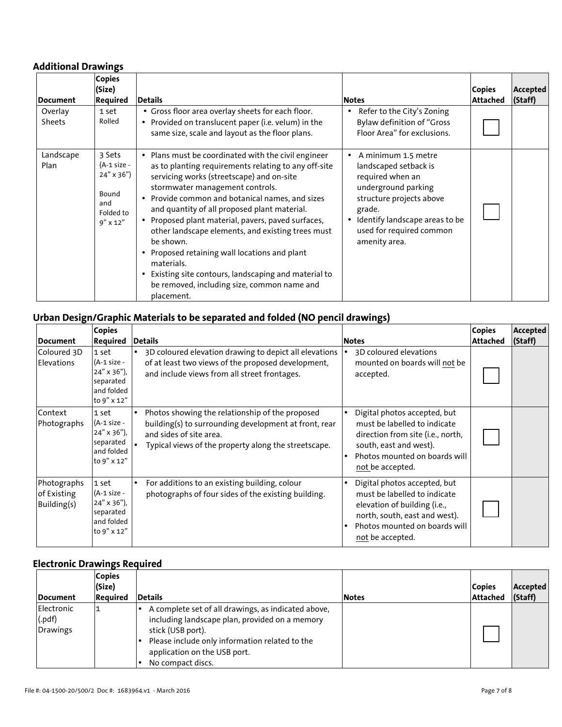## Additional Drawings

| Document | Copies (Size) Required | Details | Notes | Copies Attached | Accepted (Staff) |
|---|---|---|---|---|---|
| Overlay Sheets | 1 set Rolled | • Gross floor area overlay sheets for each floor.<br>• Provided on translucent paper (i.e. velum) in the same size, scale and layout as the floor plans. | • Refer to the City's Zoning Bylaw definition of "Gross Floor Area" for exclusions. | ☐ | |
| Landscape Plan | 3 Sets (A-1 size - 24" x 36") Bound and Folded to 9" x 12" | • Plans must be coordinated with the civil engineer as to planting requirements relating to any off-site servicing works (streetscape) and on-site stormwater management controls.<br>• Provide common and botanical names, and sizes and quantity of all proposed plant material.<br>• Proposed plant material, pavers, paved surfaces, other landscape elements, and existing trees must be shown.<br>• Proposed retaining wall locations and plant materials.<br>• Existing site contours, landscaping and material to be removed, including size, common name and placement. | • A minimum 1.5 metre landscaped setback is required when an underground parking structure projects above grade.<br>• Identify landscape areas to be used for required common amenity area. | ☐ | |

## Urban Design/Graphic Materials to be separated and folded (NO pencil drawings)

| Document | Copies Required | Details | Notes | Copies Attached | Accepted (Staff) |
|---|---|---|---|---|---|
| Coloured 3D Elevations | 1 set (A-1 size - 24" x 36"), separated and folded to 9" x 12" | • 3D coloured elevation drawing to depict all elevations of at least two views of the proposed development, and include views from all street frontages. | • 3D coloured elevations mounted on boards will <u>not</u> be accepted. | ☐ | |
| Context Photographs | 1 set (A-1 size - 24" x 36"), separated and folded to 9" x 12" | • Photos showing the relationship of the proposed building(s) to surrounding development at front, rear and sides of site area.<br>• Typical views of the property along the streetscape. | • Digital photos accepted, but must be labelled to indicate direction from site (i.e., north, south, east and west).<br>• Photos mounted on boards will <u>not</u> be accepted. | ☐ | |
| Photographs of Existing Building(s) | 1 set (A-1 size - 24" x 36"), separated and folded to 9" x 12" | • For additions to an existing building, colour photographs of four sides of the existing building. | • Digital photos accepted, but must be labelled to indicate elevation of building (i.e., north, south, east and west).<br>• Photos mounted on boards will <u>not</u> be accepted. | ☐ | |

## Electronic Drawings Required

| Document | Copies (Size) Required | Details | Notes | Copies Attached | Accepted (Staff) |
|---|---|---|---|---|---|
| Electronic (.pdf) Drawings | 1 | • A complete set of all drawings, as indicated above, including landscape plan, provided on a memory stick (USB port).<br>• Please include only information related to the application on the USB port.<br>• No compact discs. | | ☐ | |

File #: 04-1500-20/500/2 Doc #: 1683964.v1 - March 2016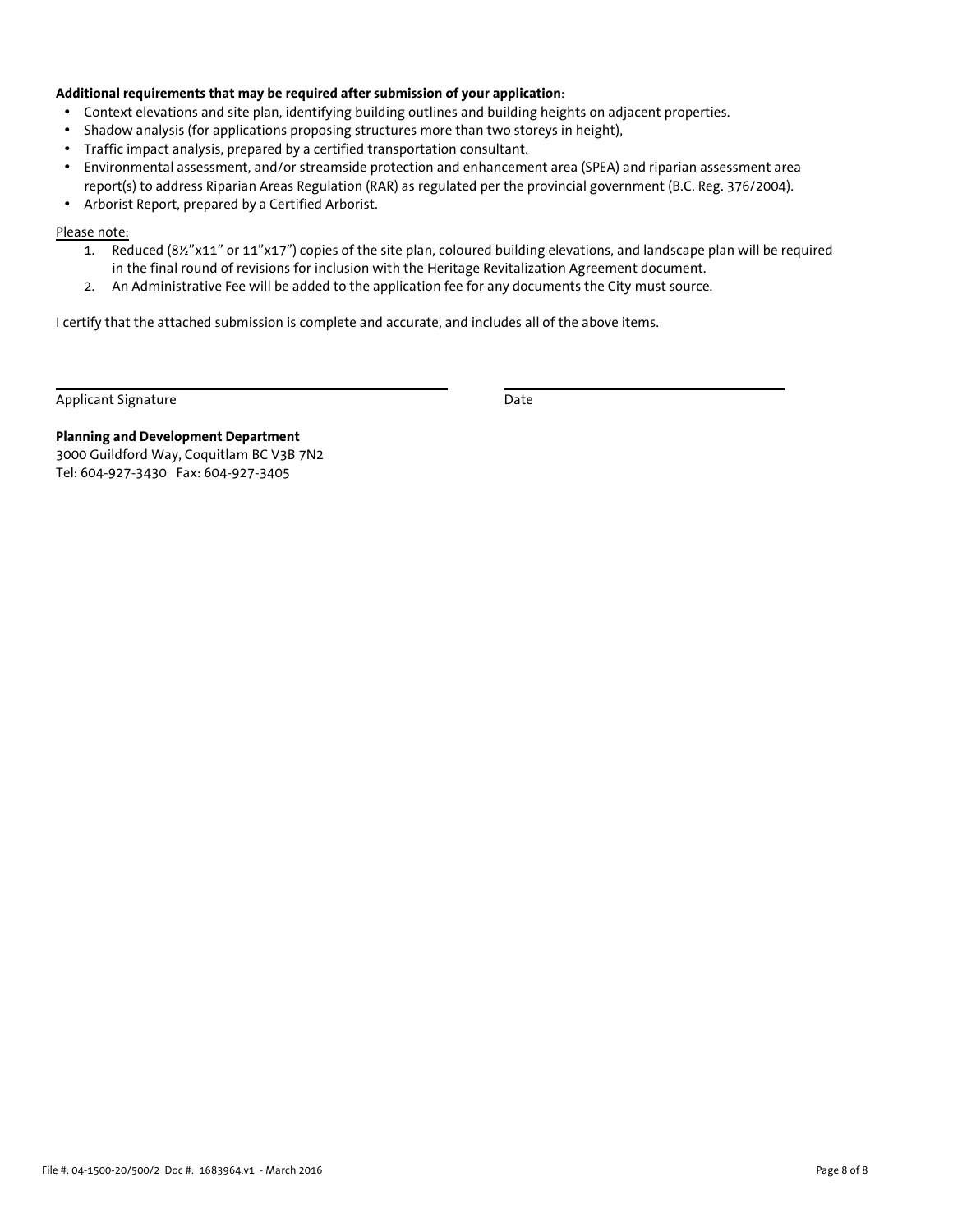**Additional requirements that may be required after submission of your application**:

- Context elevations and site plan, identifying building outlines and building heights on adjacent properties.
- Shadow analysis (for applications proposing structures more than two storeys in height),
- Traffic impact analysis, prepared by a certified transportation consultant.
- Environmental assessment, and/or streamside protection and enhancement area (SPEA) and riparian assessment area report(s) to address Riparian Areas Regulation (RAR) as regulated per the provincial government (B.C. Reg. 376/2004).
- Arborist Report, prepared by a Certified Arborist.

Please note:

1. Reduced (8½"x11" or 11"x17") copies of the site plan, coloured building elevations, and landscape plan will be required in the final round of revisions for inclusion with the Heritage Revitalization Agreement document.
2. An Administrative Fee will be added to the application fee for any documents the City must source.

I certify that the attached submission is complete and accurate, and includes all of the above items.

Applicant Signature ______________________ Date ______________

**Planning and Development Department**
3000 Guildford Way, Coquitlam BC V3B 7N2
Tel: 604-927-3430 Fax: 604-927-3405

File #: 04-1500-20/500/2 Doc #: 1683964.v1 - March 2016